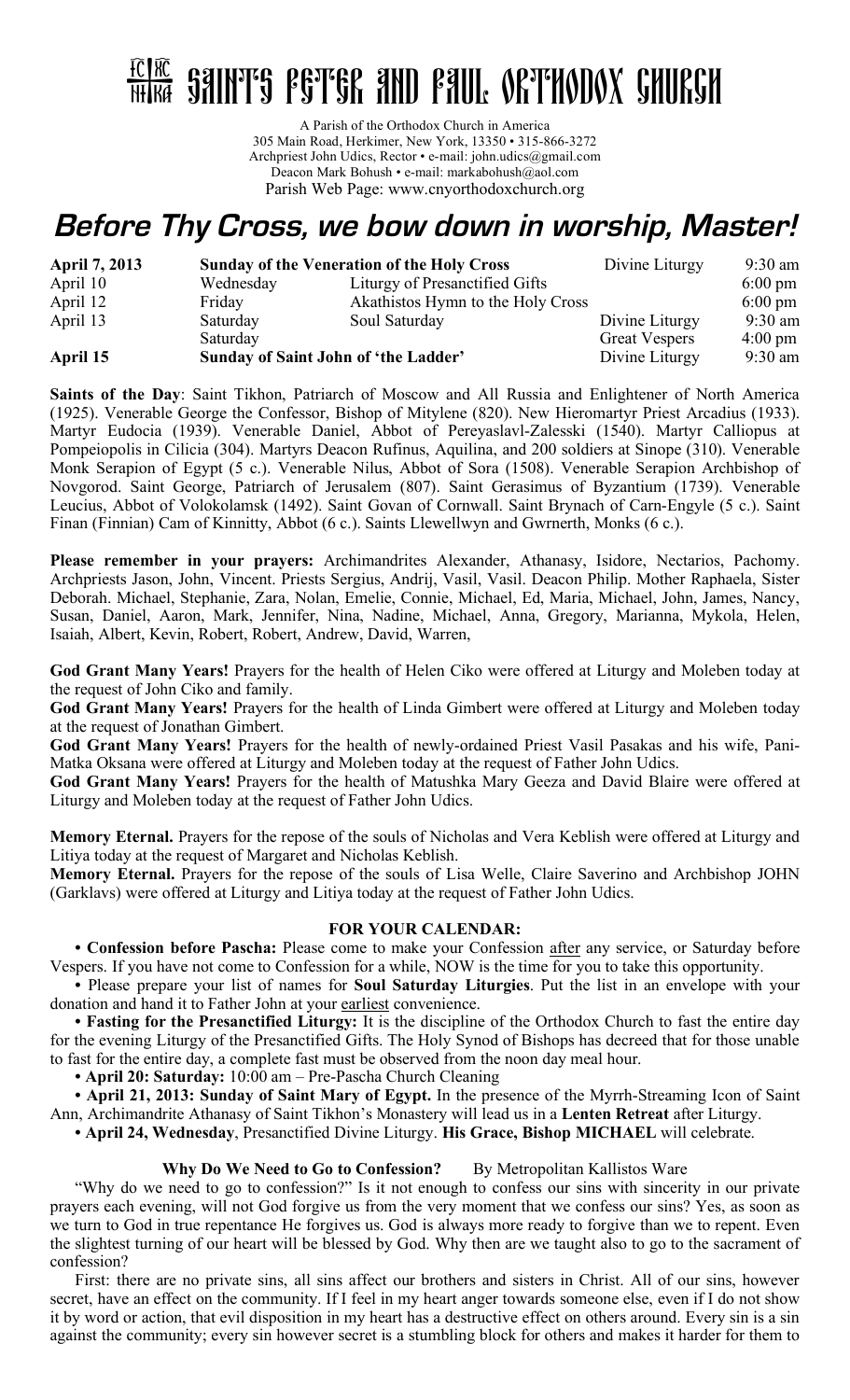# ІС ХС НІ КА SAINTS PETER AND PAUL ORTHODOX CHURCH

A Parish of the Orthodox Church in America
305 Main Road, Herkimer, New York, 13350 • 315-866-3272
Archpriest John Udics, Rector • e-mail: john.udics@gmail.com
Deacon Mark Bohush • e-mail: markabohush@aol.com
Parish Web Page: www.cnyorthodoxchurch.org

## *Before Thy Cross, we bow down in worship, Master!*

| | | | | |
|---|---|---|---|---|
| **April 7, 2013** | **Sunday of the Veneration of the Holy Cross** | | Divine Liturgy | 9:30 am |
| April 10 | Wednesday | Liturgy of Presanctified Gifts | | 6:00 pm |
| April 12 | Friday | Akathistos Hymn to the Holy Cross | | 6:00 pm |
| April 13 | Saturday | Soul Saturday | Divine Liturgy | 9:30 am |
| | Saturday | | Great Vespers | 4:00 pm |
| **April 15** | **Sunday of Saint John of 'the Ladder'** | | Divine Liturgy | 9:30 am |

**Saints of the Day**: Saint Tikhon, Patriarch of Moscow and All Russia and Enlightener of North America (1925). Venerable George the Confessor, Bishop of Mitylene (820). New Hieromartyr Priest Arcadius (1933). Martyr Eudocia (1939). Venerable Daniel, Abbot of Pereyaslavl-Zalesski (1540). Martyr Calliopus at Pompeiopolis in Cilicia (304). Martyrs Deacon Rufinus, Aquilina, and 200 soldiers at Sinope (310). Venerable Monk Serapion of Egypt (5 c.). Venerable Nilus, Abbot of Sora (1508). Venerable Serapion Archbishop of Novgorod. Saint George, Patriarch of Jerusalem (807). Saint Gerasimus of Byzantium (1739). Venerable Leucius, Abbot of Volokolamsk (1492). Saint Govan of Cornwall. Saint Brynach of Carn-Engyle (5 c.). Saint Finan (Finnian) Cam of Kinnitty, Abbot (6 c.). Saints Llewellwyn and Gwrnerth, Monks (6 c.).

**Please remember in your prayers:** Archimandrites Alexander, Athanasy, Isidore, Nectarios, Pachomy. Archpriests Jason, John, Vincent. Priests Sergius, Andrij, Vasil, Vasil. Deacon Philip. Mother Raphaela, Sister Deborah. Michael, Stephanie, Zara, Nolan, Emelie, Connie, Michael, Ed, Maria, Michael, John, James, Nancy, Susan, Daniel, Aaron, Mark, Jennifer, Nina, Nadine, Michael, Anna, Gregory, Marianna, Mykola, Helen, Isaiah, Albert, Kevin, Robert, Robert, Andrew, David, Warren,

**God Grant Many Years!** Prayers for the health of Helen Ciko were offered at Liturgy and Moleben today at the request of John Ciko and family.
**God Grant Many Years!** Prayers for the health of Linda Gimbert were offered at Liturgy and Moleben today at the request of Jonathan Gimbert.
**God Grant Many Years!** Prayers for the health of newly-ordained Priest Vasil Pasakas and his wife, Pani-Matka Oksana were offered at Liturgy and Moleben today at the request of Father John Udics.
**God Grant Many Years!** Prayers for the health of Matushka Mary Geeza and David Blaire were offered at Liturgy and Moleben today at the request of Father John Udics.

**Memory Eternal.** Prayers for the repose of the souls of Nicholas and Vera Keblish were offered at Liturgy and Litiya today at the request of Margaret and Nicholas Keblish.
**Memory Eternal.** Prayers for the repose of the souls of Lisa Welle, Claire Saverino and Archbishop JOHN (Garklavs) were offered at Liturgy and Litiya today at the request of Father John Udics.

### FOR YOUR CALENDAR:

- **Confession before Pascha:** Please come to make your Confession after any service, or Saturday before Vespers. If you have not come to Confession for a while, NOW is the time for you to take this opportunity.
- Please prepare your list of names for **Soul Saturday Liturgies**. Put the list in an envelope with your donation and hand it to Father John at your earliest convenience.
- **Fasting for the Presanctified Liturgy:** It is the discipline of the Orthodox Church to fast the entire day for the evening Liturgy of the Presanctified Gifts. The Holy Synod of Bishops has decreed that for those unable to fast for the entire day, a complete fast must be observed from the noon day meal hour.
- **April 20: Saturday:** 10:00 am – Pre-Pascha Church Cleaning
- **April 21, 2013: Sunday of Saint Mary of Egypt.** In the presence of the Myrrh-Streaming Icon of Saint Ann, Archimandrite Athanasy of Saint Tikhon's Monastery will lead us in a **Lenten Retreat** after Liturgy.
- **April 24, Wednesday**, Presanctified Divine Liturgy. **His Grace, Bishop MICHAEL** will celebrate.

### Why Do We Need to Go to Confession? By Metropolitan Kallistos Ware

"Why do we need to go to confession?" Is it not enough to confess our sins with sincerity in our private prayers each evening, will not God forgive us from the very moment that we confess our sins? Yes, as soon as we turn to God in true repentance He forgives us. God is always more ready to forgive than we to repent. Even the slightest turning of our heart will be blessed by God. Why then are we taught also to go to the sacrament of confession?

First: there are no private sins, all sins affect our brothers and sisters in Christ. All of our sins, however secret, have an effect on the community. If I feel in my heart anger towards someone else, even if I do not show it by word or action, that evil disposition in my heart has a destructive effect on others around. Every sin is a sin against the community; every sin however secret is a stumbling block for others and makes it harder for them to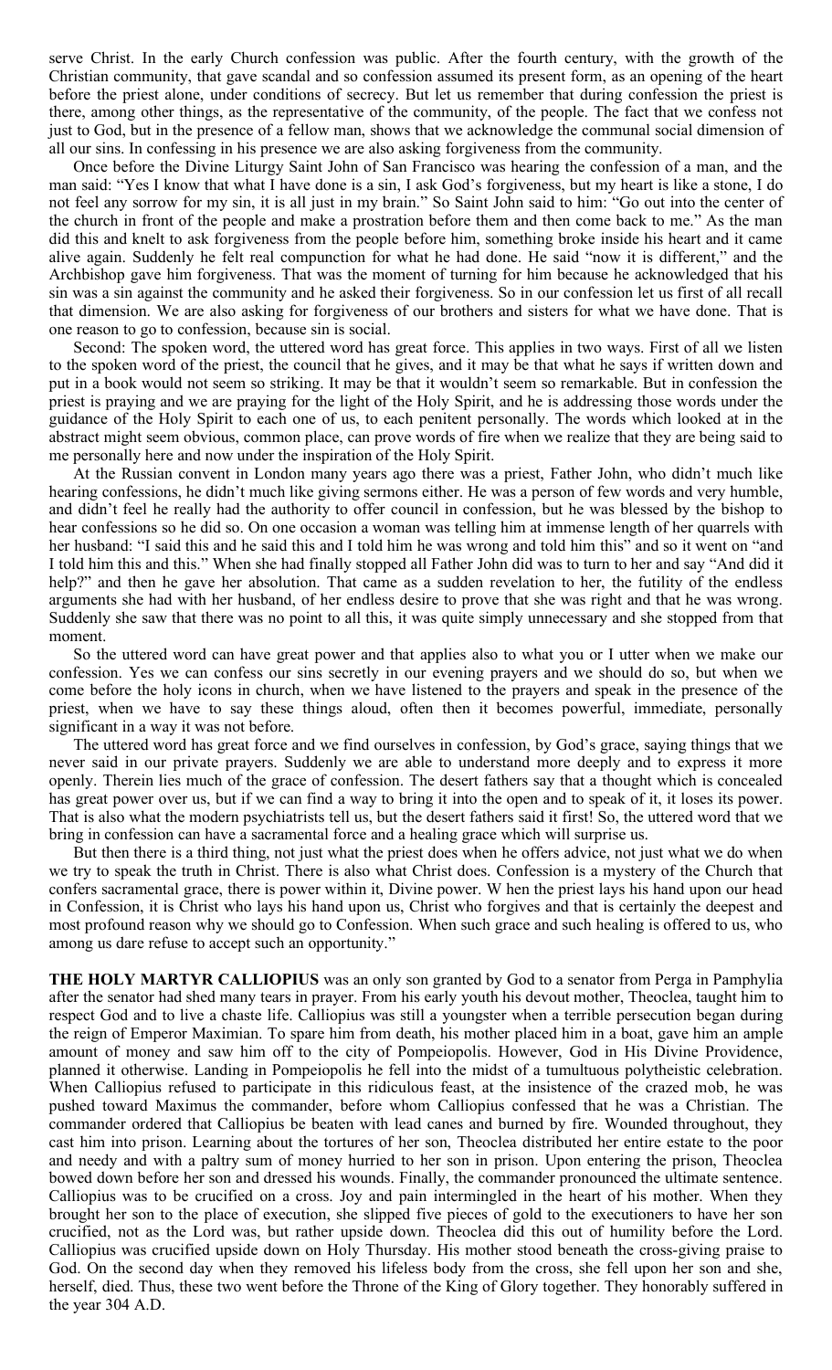serve Christ. In the early Church confession was public. After the fourth century, with the growth of the Christian community, that gave scandal and so confession assumed its present form, as an opening of the heart before the priest alone, under conditions of secrecy. But let us remember that during confession the priest is there, among other things, as the representative of the community, of the people. The fact that we confess not just to God, but in the presence of a fellow man, shows that we acknowledge the communal social dimension of all our sins. In confessing in his presence we are also asking forgiveness from the community.

Once before the Divine Liturgy Saint John of San Francisco was hearing the confession of a man, and the man said: "Yes I know that what I have done is a sin, I ask God's forgiveness, but my heart is like a stone, I do not feel any sorrow for my sin, it is all just in my brain." So Saint John said to him: "Go out into the center of the church in front of the people and make a prostration before them and then come back to me." As the man did this and knelt to ask forgiveness from the people before him, something broke inside his heart and it came alive again. Suddenly he felt real compunction for what he had done. He said "now it is different," and the Archbishop gave him forgiveness. That was the moment of turning for him because he acknowledged that his sin was a sin against the community and he asked their forgiveness. So in our confession let us first of all recall that dimension. We are also asking for forgiveness of our brothers and sisters for what we have done. That is one reason to go to confession, because sin is social.

Second: The spoken word, the uttered word has great force. This applies in two ways. First of all we listen to the spoken word of the priest, the council that he gives, and it may be that what he says if written down and put in a book would not seem so striking. It may be that it wouldn't seem so remarkable. But in confession the priest is praying and we are praying for the light of the Holy Spirit, and he is addressing those words under the guidance of the Holy Spirit to each one of us, to each penitent personally. The words which looked at in the abstract might seem obvious, common place, can prove words of fire when we realize that they are being said to me personally here and now under the inspiration of the Holy Spirit.

At the Russian convent in London many years ago there was a priest, Father John, who didn't much like hearing confessions, he didn't much like giving sermons either. He was a person of few words and very humble, and didn't feel he really had the authority to offer council in confession, but he was blessed by the bishop to hear confessions so he did so. On one occasion a woman was telling him at immense length of her quarrels with her husband: "I said this and he said this and I told him he was wrong and told him this" and so it went on "and I told him this and this." When she had finally stopped all Father John did was to turn to her and say "And did it help?" and then he gave her absolution. That came as a sudden revelation to her, the futility of the endless arguments she had with her husband, of her endless desire to prove that she was right and that he was wrong. Suddenly she saw that there was no point to all this, it was quite simply unnecessary and she stopped from that moment.

So the uttered word can have great power and that applies also to what you or I utter when we make our confession. Yes we can confess our sins secretly in our evening prayers and we should do so, but when we come before the holy icons in church, when we have listened to the prayers and speak in the presence of the priest, when we have to say these things aloud, often then it becomes powerful, immediate, personally significant in a way it was not before.

The uttered word has great force and we find ourselves in confession, by God's grace, saying things that we never said in our private prayers. Suddenly we are able to understand more deeply and to express it more openly. Therein lies much of the grace of confession. The desert fathers say that a thought which is concealed has great power over us, but if we can find a way to bring it into the open and to speak of it, it loses its power. That is also what the modern psychiatrists tell us, but the desert fathers said it first! So, the uttered word that we bring in confession can have a sacramental force and a healing grace which will surprise us.

But then there is a third thing, not just what the priest does when he offers advice, not just what we do when we try to speak the truth in Christ. There is also what Christ does. Confession is a mystery of the Church that confers sacramental grace, there is power within it, Divine power. W hen the priest lays his hand upon our head in Confession, it is Christ who lays his hand upon us, Christ who forgives and that is certainly the deepest and most profound reason why we should go to Confession. When such grace and such healing is offered to us, who among us dare refuse to accept such an opportunity."

**THE HOLY MARTYR CALLIOPIUS** was an only son granted by God to a senator from Perga in Pamphylia after the senator had shed many tears in prayer. From his early youth his devout mother, Theoclea, taught him to respect God and to live a chaste life. Calliopius was still a youngster when a terrible persecution began during the reign of Emperor Maximian. To spare him from death, his mother placed him in a boat, gave him an ample amount of money and saw him off to the city of Pompeiopolis. However, God in His Divine Providence, planned it otherwise. Landing in Pompeiopolis he fell into the midst of a tumultuous polytheistic celebration. When Calliopius refused to participate in this ridiculous feast, at the insistence of the crazed mob, he was pushed toward Maximus the commander, before whom Calliopius confessed that he was a Christian. The commander ordered that Calliopius be beaten with lead canes and burned by fire. Wounded throughout, they cast him into prison. Learning about the tortures of her son, Theoclea distributed her entire estate to the poor and needy and with a paltry sum of money hurried to her son in prison. Upon entering the prison, Theoclea bowed down before her son and dressed his wounds. Finally, the commander pronounced the ultimate sentence. Calliopius was to be crucified on a cross. Joy and pain intermingled in the heart of his mother. When they brought her son to the place of execution, she slipped five pieces of gold to the executioners to have her son crucified, not as the Lord was, but rather upside down. Theoclea did this out of humility before the Lord. Calliopius was crucified upside down on Holy Thursday. His mother stood beneath the cross-giving praise to God. On the second day when they removed his lifeless body from the cross, she fell upon her son and she, herself, died. Thus, these two went before the Throne of the King of Glory together. They honorably suffered in the year 304 A.D.